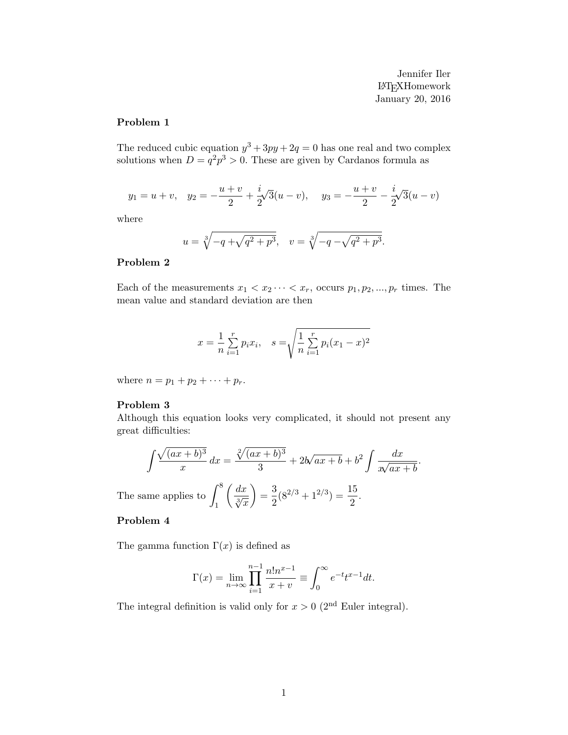Jennifer Iler
LaTeXHomework
January 20, 2016

### Problem 1

The reduced cubic equation $y^3 + 3py + 2q = 0$ has one real and two complex solutions when $D = q^2 p^3 > 0$. These are given by Cardanos formula as

$$y_1 = u + v, \quad y_2 = -\frac{u+v}{2} + \frac{i}{2}\sqrt{3}(u-v), \quad y_3 = -\frac{u+v}{2} - \frac{i}{2}\sqrt{3}(u-v)$$

where

$$u = \sqrt[3]{-q + \sqrt{q^2 + p^3}}, \quad v = \sqrt[3]{-q - \sqrt{q^2 + p^3}}.$$

### Problem 2

Each of the measurements $x_1 < x_2 \cdots < x_r$, occurs $p_1, p_2, ..., p_r$ times. The mean value and standard deviation are then

$$x = \frac{1}{n}\sum_{i=1}^{r} p_i x_i, \quad s = \sqrt{\frac{1}{n}\sum_{i=1}^{r} p_i (x_1 - x)^2}$$

where $n = p_1 + p_2 + \cdots + p_r$.

### Problem 3

Although this equation looks very complicated, it should not present any great difficulties:

$$\int \frac{\sqrt{(ax+b)^3}}{x}\, dx = \frac{\sqrt[2]{(ax+b)^3}}{3} + 2b\sqrt{ax+b} + b^2 \int \frac{dx}{x\sqrt{ax+b}}.$$

The same applies to $\displaystyle\int_1^8 \left(\frac{dx}{\sqrt[3]{x}}\right) = \frac{3}{2}(8^{2/3} + 1^{2/3}) = \frac{15}{2}$.

### Problem 4

The gamma function $\Gamma(x)$ is defined as

$$\Gamma(x) = \lim_{n\to\infty} \prod_{i=1}^{n-1} \frac{n!n^{x-1}}{x+v} \equiv \int_0^\infty e^{-t} t^{x-1} dt.$$

The integral definition is valid only for $x > 0$ ($2^{\text{nd}}$ Euler integral).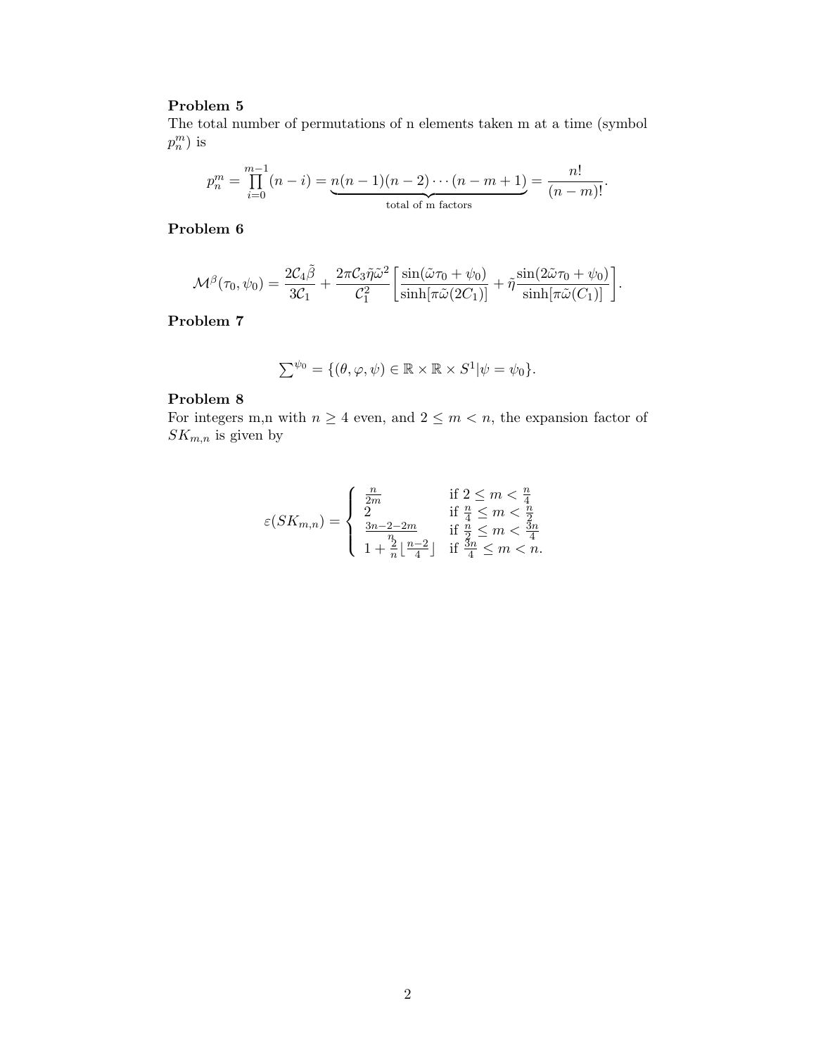**Problem 5**
The total number of permutations of n elements taken m at a time (symbol $p_n^m$) is

$$p_n^m = \prod_{i=0}^{m-1}(n-i) = \underbrace{n(n-1)(n-2)\cdots(n-m+1)}_{\text{total of m factors}} = \frac{n!}{(n-m)!}.$$

**Problem 6**

$$\mathcal{M}^{\beta}(\tau_0, \psi_0) = \frac{2\mathcal{C}_4\tilde{\beta}}{3\mathcal{C}_1} + \frac{2\pi\mathcal{C}_3\tilde{\eta}\tilde{\omega}^2}{\mathcal{C}_1^2}\left[\frac{\sin(\tilde{\omega}\tau_0 + \psi_0)}{\sinh[\pi\tilde{\omega}(2C_1)]} + \tilde{\eta}\frac{\sin(2\tilde{\omega}\tau_0 + \psi_0)}{\sinh[\pi\tilde{\omega}(C_1)]}\right].$$

**Problem 7**

$$\sum\nolimits^{\psi_0} = \{(\theta, \varphi, \psi) \in \mathbb{R} \times \mathbb{R} \times S^1 | \psi = \psi_0\}.$$

**Problem 8**
For integers m,n with $n \geq 4$ even, and $2 \leq m < n$, the expansion factor of $SK_{m,n}$ is given by

$$\varepsilon(SK_{m,n}) = \begin{cases} \frac{n}{2m} & \text{if } 2 \leq m < \frac{n}{4} \\ 2 & \text{if } \frac{n}{4} \leq m < \frac{n}{2} \\ \frac{3n-2-2m}{n} & \text{if } \frac{n}{2} \leq m < \frac{3n}{4} \\ 1 + \frac{2}{n}\lfloor\frac{n-2}{4}\rfloor & \text{if } \frac{3n}{4} \leq m < n. \end{cases}$$